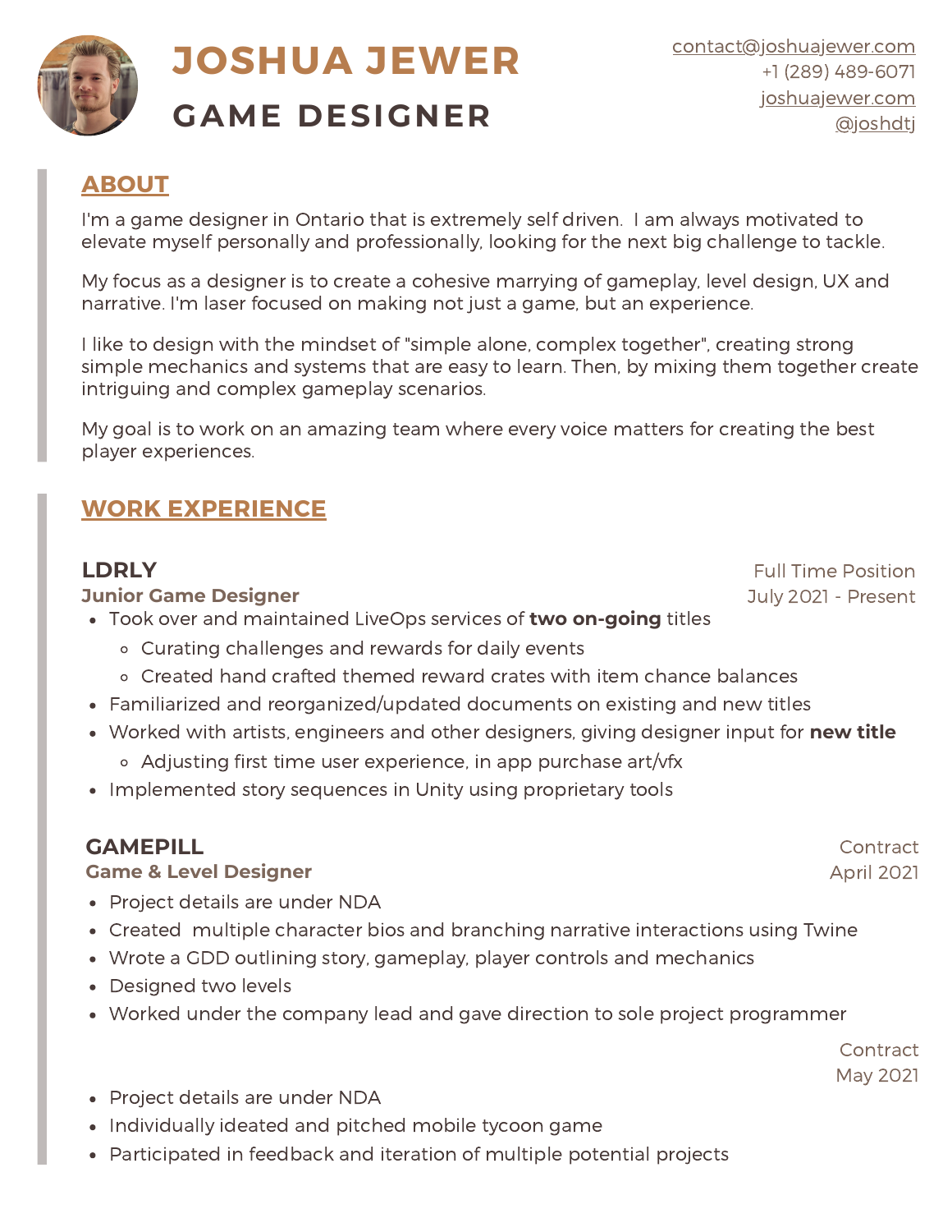# JOSHUA JEWER

## GAME DESIGNER

contact@joshuajewer.com
+1 (289) 489-6071
joshuajewer.com
@joshdtj

## ABOUT

I'm a game designer in Ontario that is extremely self driven. I am always motivated to elevate myself personally and professionally, looking for the next big challenge to tackle.

My focus as a designer is to create a cohesive marrying of gameplay, level design, UX and narrative. I'm laser focused on making not just a game, but an experience.

I like to design with the mindset of "simple alone, complex together", creating strong simple mechanics and systems that are easy to learn. Then, by mixing them together create intriguing and complex gameplay scenarios.

My goal is to work on an amazing team where every voice matters for creating the best player experiences.

## WORK EXPERIENCE

### LDRLY

**Junior Game Designer**

Full Time Position
July 2021 - Present

- Took over and maintained LiveOps services of **two on-going** titles
  - Curating challenges and rewards for daily events
  - Created hand crafted themed reward crates with item chance balances
- Familiarized and reorganized/updated documents on existing and new titles
- Worked with artists, engineers and other designers, giving designer input for **new title**
  - Adjusting first time user experience, in app purchase art/vfx
- Implemented story sequences in Unity using proprietary tools

### GAMEPILL

**Game & Level Designer**

Contract
April 2021

- Project details are under NDA
- Created multiple character bios and branching narrative interactions using Twine
- Wrote a GDD outlining story, gameplay, player controls and mechanics
- Designed two levels
- Worked under the company lead and gave direction to sole project programmer

Contract
May 2021

- Project details are under NDA
- Individually ideated and pitched mobile tycoon game
- Participated in feedback and iteration of multiple potential projects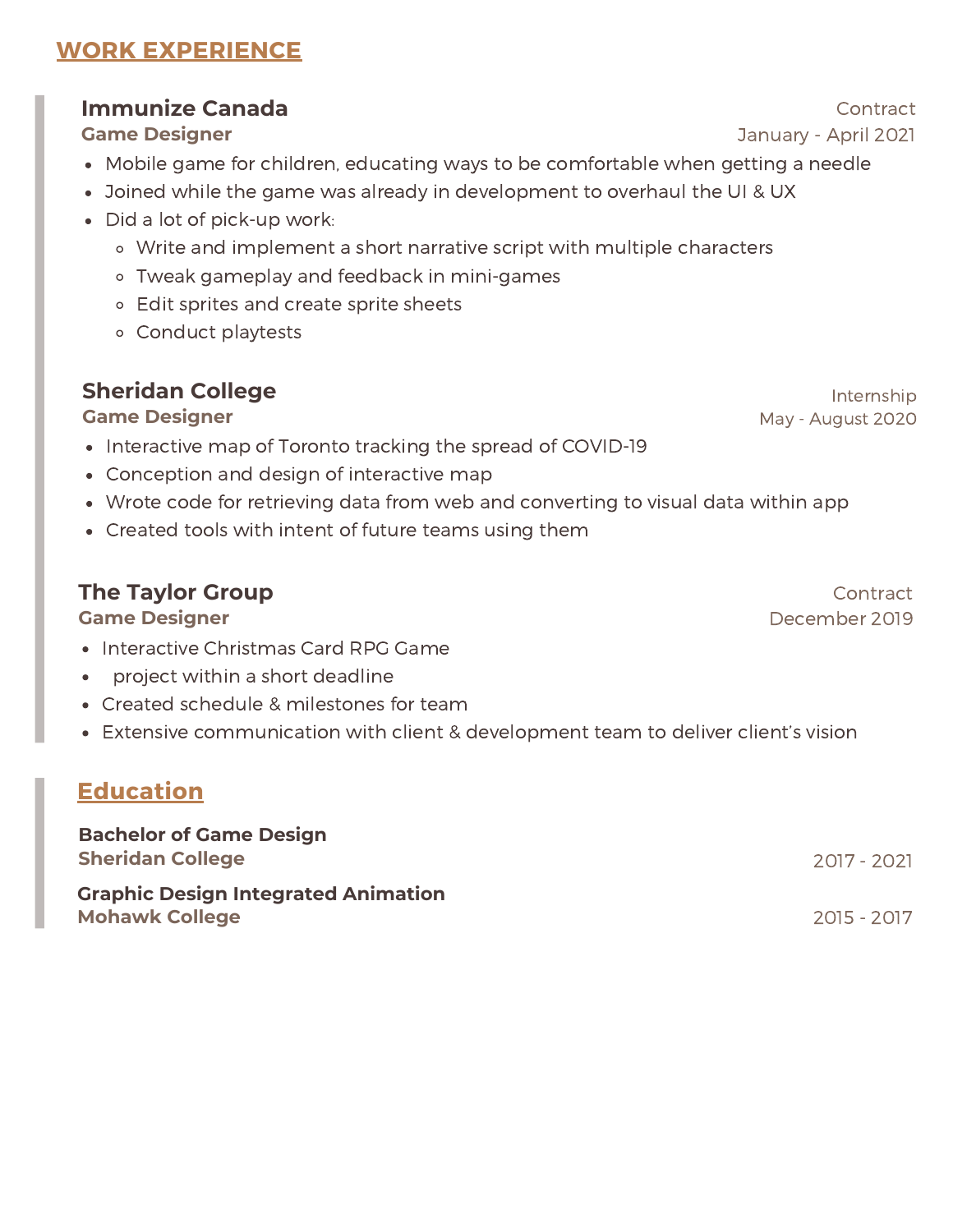## WORK EXPERIENCE

### Immunize Canada

**Game Designer**

Contract
January - April 2021

- Mobile game for children, educating ways to be comfortable when getting a needle
- Joined while the game was already in development to overhaul the UI & UX
- Did a lot of pick-up work:
  - Write and implement a short narrative script with multiple characters
  - Tweak gameplay and feedback in mini-games
  - Edit sprites and create sprite sheets
  - Conduct playtests

### Sheridan College

**Game Designer**

Internship
May - August 2020

- Interactive map of Toronto tracking the spread of COVID-19
- Conception and design of interactive map
- Wrote code for retrieving data from web and converting to visual data within app
- Created tools with intent of future teams using them

### The Taylor Group

**Game Designer**

Contract
December 2019

- Interactive Christmas Card RPG Game
- project within a short deadline
- Created schedule & milestones for team
- Extensive communication with client & development team to deliver client's vision

## Education

**Bachelor of Game Design**
**Sheridan College**
2017 - 2021

**Graphic Design Integrated Animation**
**Mohawk College**
2015 - 2017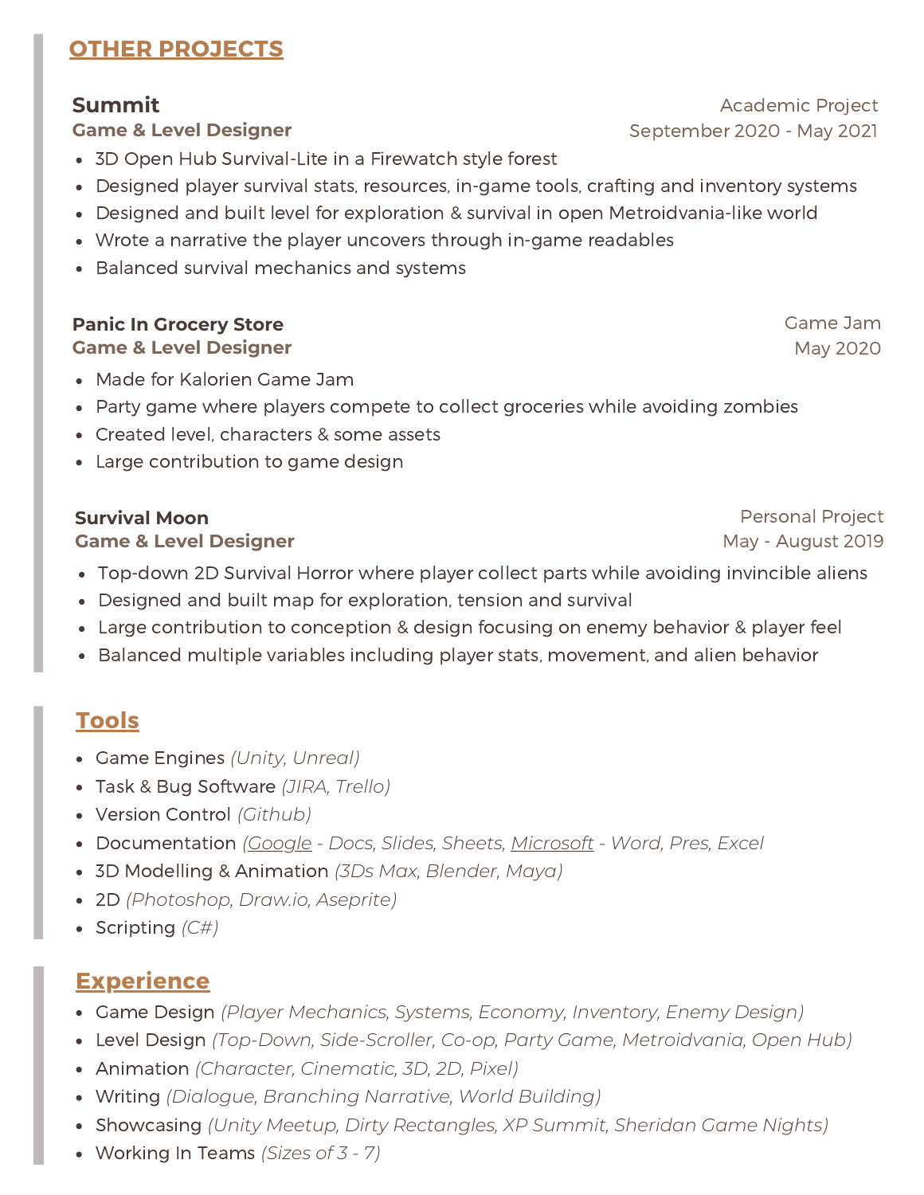## OTHER PROJECTS

### Summit

Academic Project

**Game & Level Designer**

September 2020 - May 2021

- 3D Open Hub Survival-Lite in a Firewatch style forest
- Designed player survival stats, resources, in-game tools, crafting and inventory systems
- Designed and built level for exploration & survival in open Metroidvania-like world
- Wrote a narrative the player uncovers through in-game readables
- Balanced survival mechanics and systems

### Panic In Grocery Store

Game Jam

**Game & Level Designer**

May 2020

- Made for Kalorien Game Jam
- Party game where players compete to collect groceries while avoiding zombies
- Created level, characters & some assets
- Large contribution to game design

### Survival Moon

Personal Project

**Game & Level Designer**

May - August 2019

- Top-down 2D Survival Horror where player collect parts while avoiding invincible aliens
- Designed and built map for exploration, tension and survival
- Large contribution to conception & design focusing on enemy behavior & player feel
- Balanced multiple variables including player stats, movement, and alien behavior

## Tools

- Game Engines *(Unity, Unreal)*
- Task & Bug Software *(JIRA, Trello)*
- Version Control *(Github)*
- Documentation *(Google - Docs, Slides, Sheets, Microsoft - Word, Pres, Excel*
- 3D Modelling & Animation *(3Ds Max, Blender, Maya)*
- 2D *(Photoshop, Draw.io, Aseprite)*
- Scripting *(C#)*

## Experience

- Game Design *(Player Mechanics, Systems, Economy, Inventory, Enemy Design)*
- Level Design *(Top-Down, Side-Scroller, Co-op, Party Game, Metroidvania, Open Hub)*
- Animation *(Character, Cinematic, 3D, 2D, Pixel)*
- Writing *(Dialogue, Branching Narrative, World Building)*
- Showcasing *(Unity Meetup, Dirty Rectangles, XP Summit, Sheridan Game Nights)*
- Working In Teams *(Sizes of 3 - 7)*